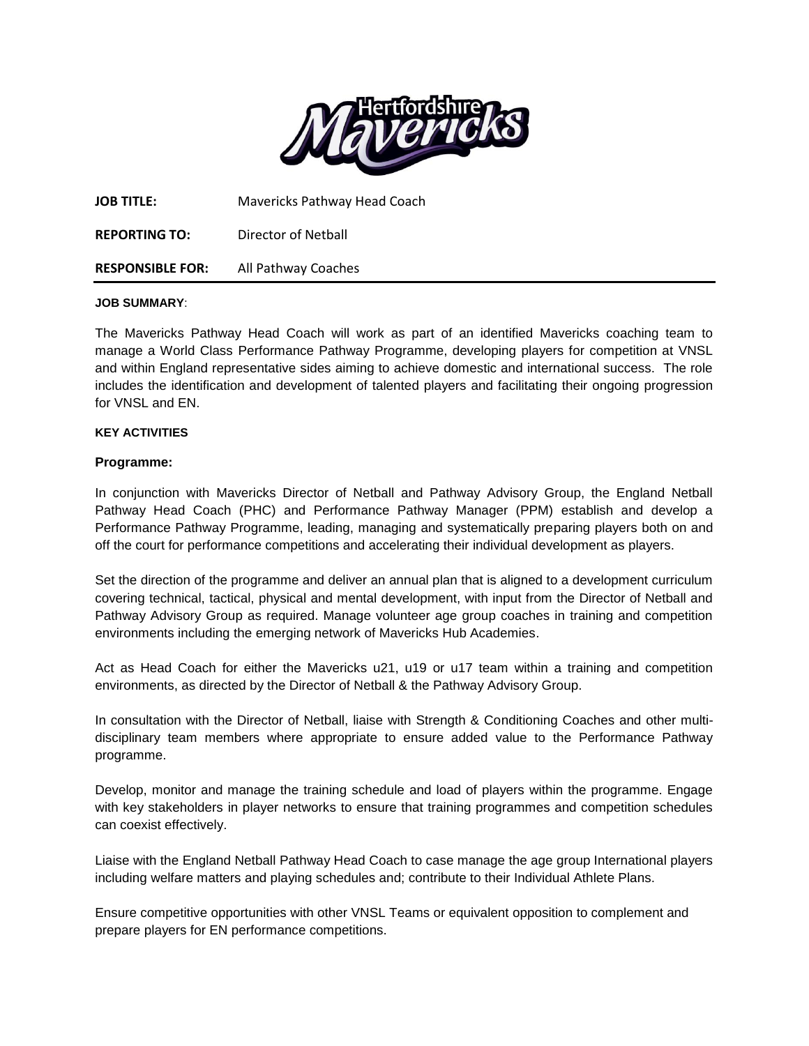**JOB TITLE:** Mavericks Pathway Head Coach

**REPORTING TO:** Director of Netball

**RESPONSIBLE FOR:** All Pathway Coaches

---

**JOB SUMMARY**:

The Mavericks Pathway Head Coach will work as part of an identified Mavericks coaching team to manage a World Class Performance Pathway Programme, developing players for competition at VNSL and within England representative sides aiming to achieve domestic and international success. The role includes the identification and development of talented players and facilitating their ongoing progression for VNSL and EN.

**KEY ACTIVITIES**

**Programme:**

In conjunction with Mavericks Director of Netball and Pathway Advisory Group, the England Netball Pathway Head Coach (PHC) and Performance Pathway Manager (PPM) establish and develop a Performance Pathway Programme, leading, managing and systematically preparing players both on and off the court for performance competitions and accelerating their individual development as players.

Set the direction of the programme and deliver an annual plan that is aligned to a development curriculum covering technical, tactical, physical and mental development, with input from the Director of Netball and Pathway Advisory Group as required. Manage volunteer age group coaches in training and competition environments including the emerging network of Mavericks Hub Academies.

Act as Head Coach for either the Mavericks u21, u19 or u17 team within a training and competition environments, as directed by the Director of Netball & the Pathway Advisory Group.

In consultation with the Director of Netball, liaise with Strength & Conditioning Coaches and other multi-disciplinary team members where appropriate to ensure added value to the Performance Pathway programme.

Develop, monitor and manage the training schedule and load of players within the programme. Engage with key stakeholders in player networks to ensure that training programmes and competition schedules can coexist effectively.

Liaise with the England Netball Pathway Head Coach to case manage the age group International players including welfare matters and playing schedules and; contribute to their Individual Athlete Plans.

Ensure competitive opportunities with other VNSL Teams or equivalent opposition to complement and prepare players for EN performance competitions.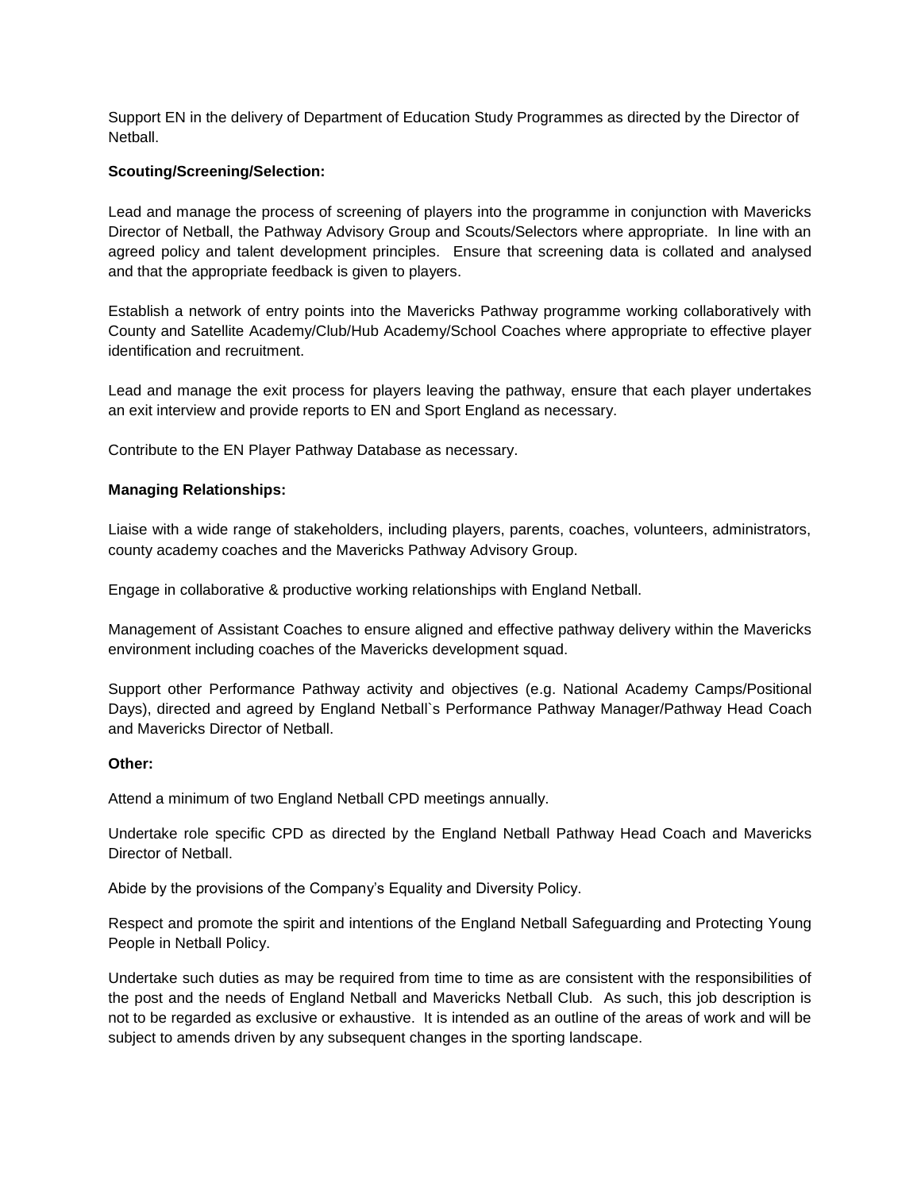Support EN in the delivery of Department of Education Study Programmes as directed by the Director of Netball.

**Scouting/Screening/Selection:**

Lead and manage the process of screening of players into the programme in conjunction with Mavericks Director of Netball, the Pathway Advisory Group and Scouts/Selectors where appropriate. In line with an agreed policy and talent development principles. Ensure that screening data is collated and analysed and that the appropriate feedback is given to players.

Establish a network of entry points into the Mavericks Pathway programme working collaboratively with County and Satellite Academy/Club/Hub Academy/School Coaches where appropriate to effective player identification and recruitment.

Lead and manage the exit process for players leaving the pathway, ensure that each player undertakes an exit interview and provide reports to EN and Sport England as necessary.

Contribute to the EN Player Pathway Database as necessary.

**Managing Relationships:**

Liaise with a wide range of stakeholders, including players, parents, coaches, volunteers, administrators, county academy coaches and the Mavericks Pathway Advisory Group.

Engage in collaborative & productive working relationships with England Netball.

Management of Assistant Coaches to ensure aligned and effective pathway delivery within the Mavericks environment including coaches of the Mavericks development squad.

Support other Performance Pathway activity and objectives (e.g. National Academy Camps/Positional Days), directed and agreed by England Netball`s Performance Pathway Manager/Pathway Head Coach and Mavericks Director of Netball.

**Other:**

Attend a minimum of two England Netball CPD meetings annually.

Undertake role specific CPD as directed by the England Netball Pathway Head Coach and Mavericks Director of Netball.

Abide by the provisions of the Company's Equality and Diversity Policy.

Respect and promote the spirit and intentions of the England Netball Safeguarding and Protecting Young People in Netball Policy.

Undertake such duties as may be required from time to time as are consistent with the responsibilities of the post and the needs of England Netball and Mavericks Netball Club. As such, this job description is not to be regarded as exclusive or exhaustive. It is intended as an outline of the areas of work and will be subject to amends driven by any subsequent changes in the sporting landscape.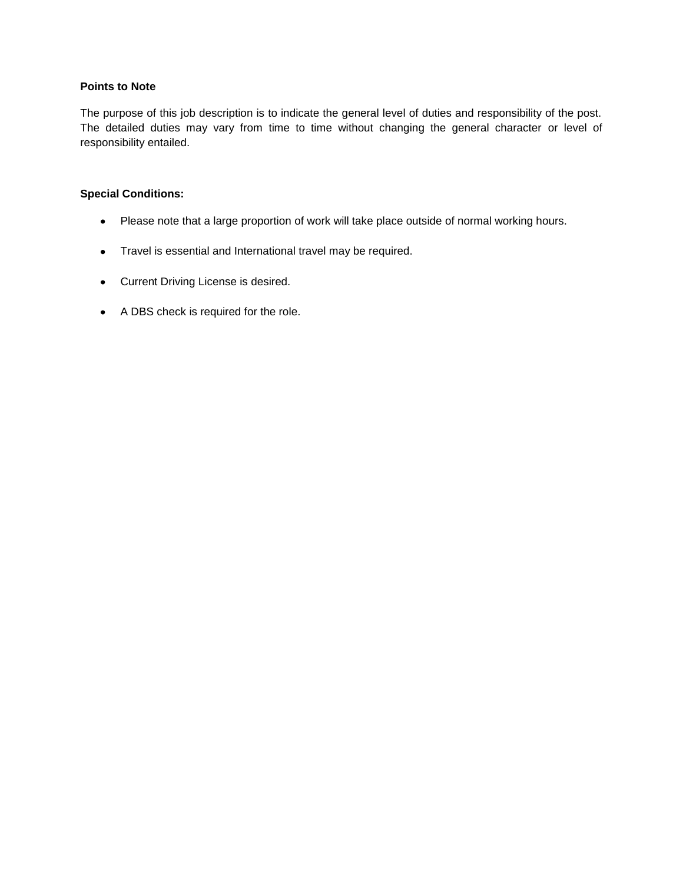**Points to Note**

The purpose of this job description is to indicate the general level of duties and responsibility of the post. The detailed duties may vary from time to time without changing the general character or level of responsibility entailed.

**Special Conditions:**

- Please note that a large proportion of work will take place outside of normal working hours.
- Travel is essential and International travel may be required.
- Current Driving License is desired.
- A DBS check is required for the role.